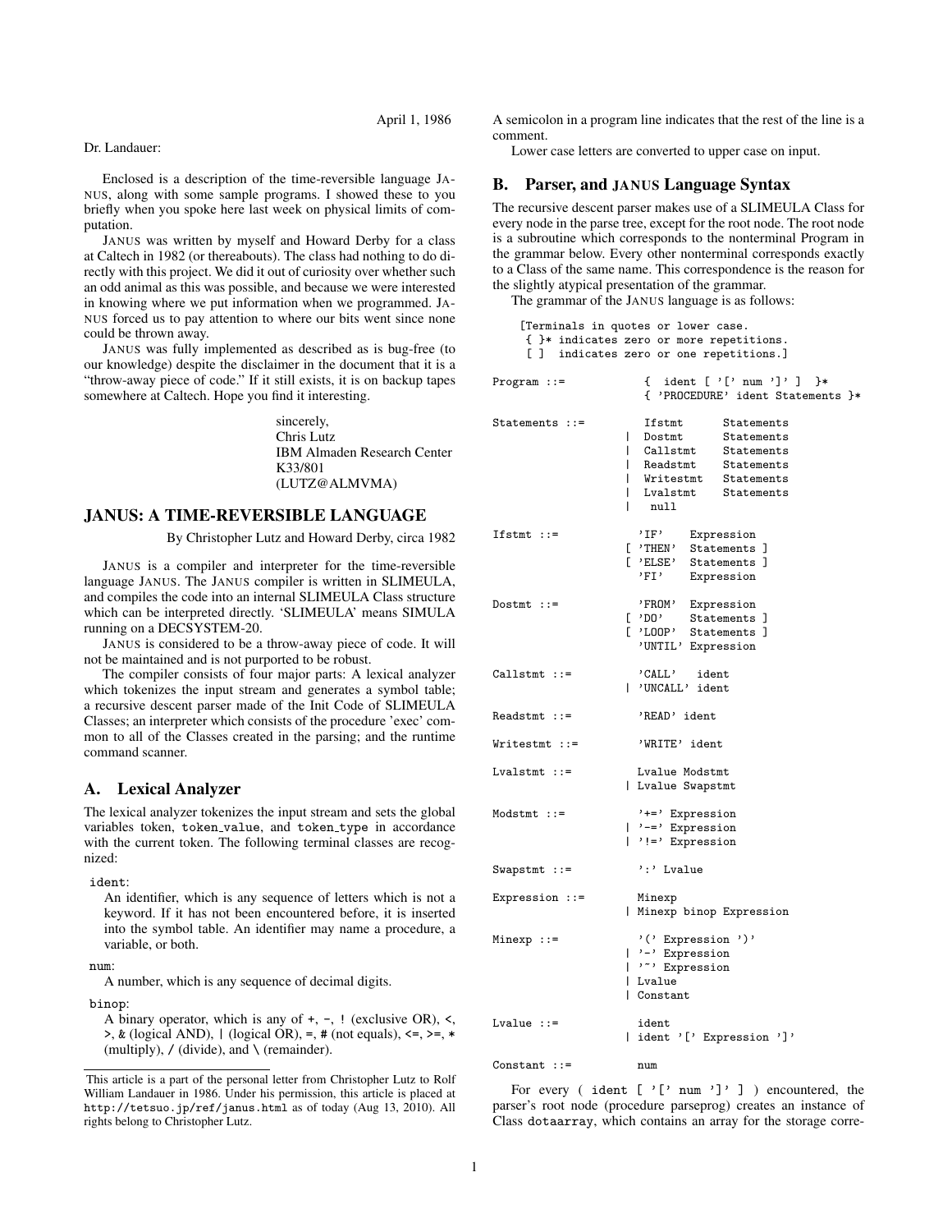April 1, 1986

Dr. Landauer:

Enclosed is a description of the time-reversible language JANUS, along with some sample programs. I showed these to you briefly when you spoke here last week on physical limits of computation.

JANUS was written by myself and Howard Derby for a class at Caltech in 1982 (or thereabouts). The class had nothing to do directly with this project. We did it out of curiosity over whether such an odd animal as this was possible, and because we were interested in knowing where we put information when we programmed. JANUS forced us to pay attention to where our bits went since none could be thrown away.

JANUS was fully implemented as described as is bug-free (to our knowledge) despite the disclaimer in the document that it is a "throw-away piece of code." If it still exists, it is on backup tapes somewhere at Caltech. Hope you find it interesting.

sincerely,
Chris Lutz
IBM Almaden Research Center
K33/801
(LUTZ@ALMVMA)

# JANUS: A TIME-REVERSIBLE LANGUAGE

By Christopher Lutz and Howard Derby, circa 1982

JANUS is a compiler and interpreter for the time-reversible language JANUS. The JANUS compiler is written in SLIMEULA, and compiles the code into an internal SLIMEULA Class structure which can be interpreted directly. 'SLIMEULA' means SIMULA running on a DECSYSTEM-20.

JANUS is considered to be a throw-away piece of code. It will not be maintained and is not purported to be robust.

The compiler consists of four major parts: A lexical analyzer which tokenizes the input stream and generates a symbol table; a recursive descent parser made of the Init Code of SLIMEULA Classes; an interpreter which consists of the procedure 'exec' common to all of the Classes created in the parsing; and the runtime command scanner.

## A. Lexical Analyzer

The lexical analyzer tokenizes the input stream and sets the global variables token, token_value, and token_type in accordance with the current token. The following terminal classes are recognized:

ident:
An identifier, which is any sequence of letters which is not a keyword. If it has not been encountered before, it is inserted into the symbol table. An identifier may name a procedure, a variable, or both.

num:
A number, which is any sequence of decimal digits.

binop:
A binary operator, which is any of +, -, ! (exclusive OR), <, >, & (logical AND), | (logical OR), =, # (not equals), <=, >=, * (multiply), / (divide), and \ (remainder).

A semicolon in a program line indicates that the rest of the line is a comment.

Lower case letters are converted to upper case on input.

## B. Parser, and JANUS Language Syntax

The recursive descent parser makes use of a SLIMEULA Class for every node in the parse tree, except for the root node. The root node is a subroutine which corresponds to the nonterminal Program in the grammar below. Every other nonterminal corresponds exactly to a Class of the same name. This correspondence is the reason for the slightly atypical presentation of the grammar.

The grammar of the JANUS language is as follows:

```
    [Terminals in quotes or lower case.
     { }* indicates zero or more repetitions.
     [ ]  indicates zero or one repetitions.]

Program ::=            {  ident [ '[' num ']' ]  }*
                       { 'PROCEDURE' ident Statements }*

Statements ::=          Ifstmt      Statements
                     |  Dostmt      Statements
                     |  Callstmt    Statements
                     |  Readstmt    Statements
                     |  Writestmt   Statements
                     |  Lvalstmt    Statements
                     |   null

Ifstmt ::=             'IF'    Expression
                     [ 'THEN'  Statements ]
                     [ 'ELSE'  Statements ]
                       'FI'    Expression

Dostmt ::=             'FROM'  Expression
                     [ 'DO'    Statements ]
                     [ 'LOOP'  Statements ]
                       'UNTIL' Expression

Callstmt ::=           'CALL'   ident
                     | 'UNCALL' ident

Readstmt ::=           'READ' ident

Writestmt ::=          'WRITE' ident

Lvalstmt ::=           Lvalue Modstmt
                     | Lvalue Swapstmt

Modstmt ::=            '+=' Expression
                     | '-=' Expression
                     | '!=' Expression

Swapstmt ::=           ':' Lvalue

Expression ::=         Minexp
                     | Minexp binop Expression

Minexp ::=             '(' Expression ')'
                     | '-' Expression
                     | '~' Expression
                     | Lvalue
                     | Constant

Lvalue ::=             ident
                     | ident '[' Expression ']'

Constant ::=           num
```

For every ( ident [ '[' num ']' ] ) encountered, the parser's root node (procedure parseprog) creates an instance of Class dotaarray, which contains an array for the storage corre-

---

This article is a part of the personal letter from Christopher Lutz to Rolf William Landauer in 1986. Under his permission, this article is placed at http://tetsuo.jp/ref/janus.html as of today (Aug 13, 2010). All rights belong to Christopher Lutz.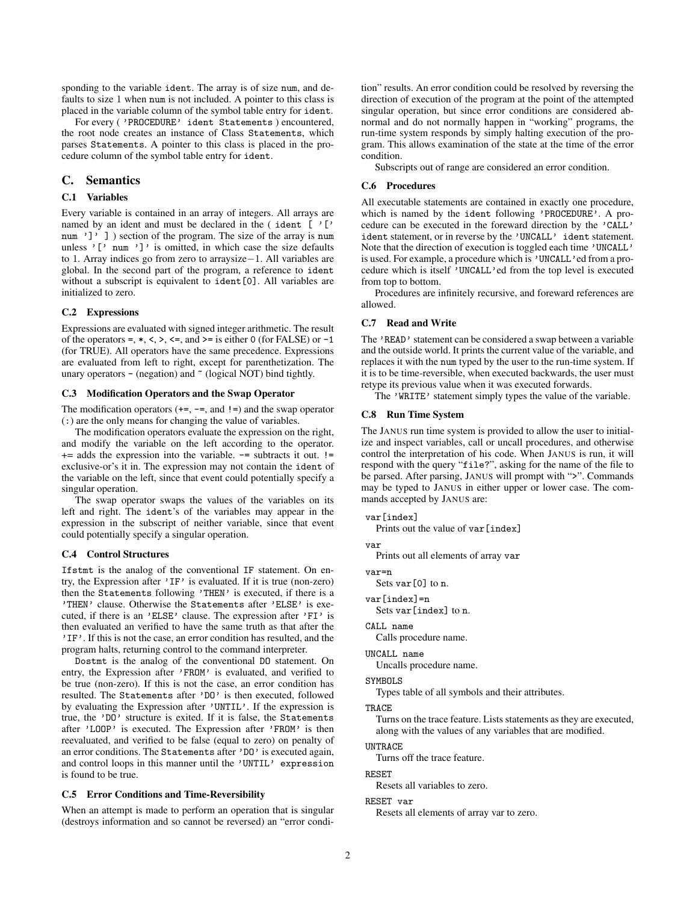sponding to the variable `ident`. The array is of size `num`, and defaults to size 1 when `num` is not included. A pointer to this class is placed in the variable column of the symbol table entry for `ident`.

For every ( `'PROCEDURE' ident Statements` ) encountered, the root node creates an instance of Class `Statements`, which parses `Statements`. A pointer to this class is placed in the procedure column of the symbol table entry for `ident`.

## C. Semantics

### C.1 Variables

Every variable is contained in an array of integers. All arrays are named by an ident and must be declared in the ( `ident [ '[' num ']' ]` ) section of the program. The size of the array is `num` unless `'[' num ']'` is omitted, in which case the size defaults to 1. Array indices go from zero to arraysize−1. All variables are global. In the second part of the program, a reference to `ident` without a subscript is equivalent to `ident[0]`. All variables are initialized to zero.

### C.2 Expressions

Expressions are evaluated with signed integer arithmetic. The result of the operators =, *, <, >, <=, and >= is either 0 (for FALSE) or -1 (for TRUE). All operators have the same precedence. Expressions are evaluated from left to right, except for parenthetization. The unary operators - (negation) and ~ (logical NOT) bind tightly.

### C.3 Modification Operators and the Swap Operator

The modification operators (+=, -=, and !=) and the swap operator (:) are the only means for changing the value of variables.

The modification operators evaluate the expression on the right, and modify the variable on the left according to the operator. += adds the expression into the variable. -= subtracts it out. != exclusive-or's it in. The expression may not contain the `ident` of the variable on the left, since that event could potentially specify a singular operation.

The swap operator swaps the values of the variables on its left and right. The `ident`'s of the variables may appear in the expression in the subscript of neither variable, since that event could potentially specify a singular operation.

### C.4 Control Structures

`Ifstmt` is the analog of the conventional `IF` statement. On entry, the Expression after `'IF'` is evaluated. If it is true (non-zero) then the `Statements` following `'THEN'` is executed, if there is a `'THEN'` clause. Otherwise the `Statements` after `'ELSE'` is executed, if there is an `'ELSE'` clause. The expression after `'FI'` is then evaluated an verified to have the same truth as that after the `'IF'`. If this is not the case, an error condition has resulted, and the program halts, returning control to the command interpreter.

`Dostmt` is the analog of the conventional `DO` statement. On entry, the Expression after `'FROM'` is evaluated, and verified to be true (non-zero). If this is not the case, an error condition has resulted. The `Statements` after `'DO'` is then executed, followed by evaluating the Expression after `'UNTIL'`. If the expression is true, the `'DO'` structure is exited. If it is false, the `Statements` after `'LOOP'` is executed. The Expression after `'FROM'` is then reevaluated, and verified to be false (equal to zero) on penalty of an error conditions. The `Statements` after `'DO'` is executed again, and control loops in this manner until the `'UNTIL' expression` is found to be true.

### C.5 Error Conditions and Time-Reversibility

When an attempt is made to perform an operation that is singular (destroys information and so cannot be reversed) an "error condition" results. An error condition could be resolved by reversing the direction of execution of the program at the point of the attempted singular operation, but since error conditions are considered abnormal and do not normally happen in "working" programs, the run-time system responds by simply halting execution of the program. This allows examination of the state at the time of the error condition.

Subscripts out of range are considered an error condition.

### C.6 Procedures

All executable statements are contained in exactly one procedure, which is named by the `ident` following `'PROCEDURE'`. A procedure can be executed in the foreward direction by the `'CALL' ident` statement, or in reverse by the `'UNCALL' ident` statement. Note that the direction of execution is toggled each time `'UNCALL'` is used. For example, a procedure which is `'UNCALL'`ed from a procedure which is itself `'UNCALL'`ed from the top level is executed from top to bottom.

Procedures are infinitely recursive, and foreward references are allowed.

### C.7 Read and Write

The `'READ'` statement can be considered a swap between a variable and the outside world. It prints the current value of the variable, and replaces it with the `num` typed by the user to the run-time system. If it is to be time-reversible, when executed backwards, the user must retype its previous value when it was executed forwards.

The `'WRITE'` statement simply types the value of the variable.

### C.8 Run Time System

The JANUS run time system is provided to allow the user to initialize and inspect variables, call or uncall procedures, and otherwise control the interpretation of his code. When JANUS is run, it will respond with the query "`file?`", asking for the name of the file to be parsed. After parsing, JANUS will prompt with ">". Commands may be typed to JANUS in either upper or lower case. The commands accepted by JANUS are:

`var[index]`
: Prints out the value of `var[index]`

`var`
: Prints out all elements of array `var`

`var=n`
: Sets `var[0]` to `n`.

`var[index]=n`
: Sets `var[index]` to `n`.

`CALL name`
: Calls procedure name.

`UNCALL name`
: Uncalls procedure name.

`SYMBOLS`
: Types table of all symbols and their attributes.

`TRACE`
: Turns on the trace feature. Lists statements as they are executed, along with the values of any variables that are modified.

`UNTRACE`
: Turns off the trace feature.

`RESET`
: Resets all variables to zero.

`RESET var`
: Resets all elements of array var to zero.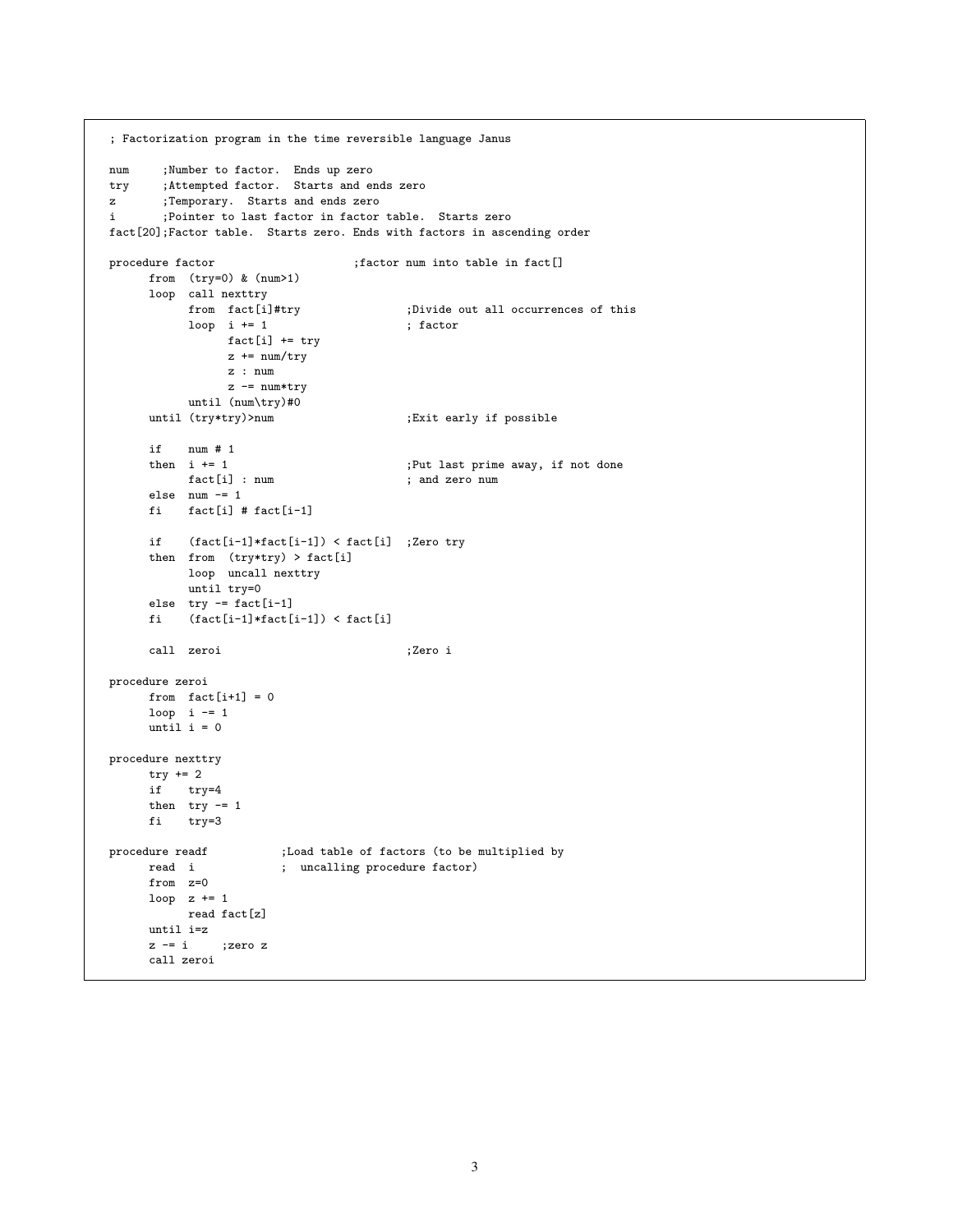```
; Factorization program in the time reversible language Janus

num     ;Number to factor.  Ends up zero
try     ;Attempted factor.  Starts and ends zero
z       ;Temporary.  Starts and ends zero
i       ;Pointer to last factor in factor table.  Starts zero
fact[20];Factor table.  Starts zero. Ends with factors in ascending order

procedure factor                    ;factor num into table in fact[]
      from  (try=0) & (num>1)
      loop  call nexttry
            from  fact[i]#try                ;Divide out all occurrences of this
            loop  i += 1                     ; factor
                  fact[i] += try
                  z += num/try
                  z : num
                  z -= num*try
            until (num\try)#0
      until (try*try)>num                    ;Exit early if possible

      if    num # 1
      then  i += 1                           ;Put last prime away, if not done
            fact[i] : num                    ; and zero num
      else  num -= 1
      fi    fact[i] # fact[i-1]

      if    (fact[i-1]*fact[i-1]) < fact[i]  ;Zero try
      then  from  (try*try) > fact[i]
            loop  uncall nexttry
            until try=0
      else  try -= fact[i-1]
      fi    (fact[i-1]*fact[i-1]) < fact[i]

      call  zeroi                            ;Zero i

procedure zeroi
      from  fact[i+1] = 0
      loop  i -= 1
      until i = 0

procedure nexttry
      try += 2
      if    try=4
      then  try -= 1
      fi    try=3

procedure readf           ;Load table of factors (to be multiplied by
      read  i             ;  uncalling procedure factor)
      from  z=0
      loop  z += 1
            read fact[z]
      until i=z
      z -= i     ;zero z
      call zeroi
```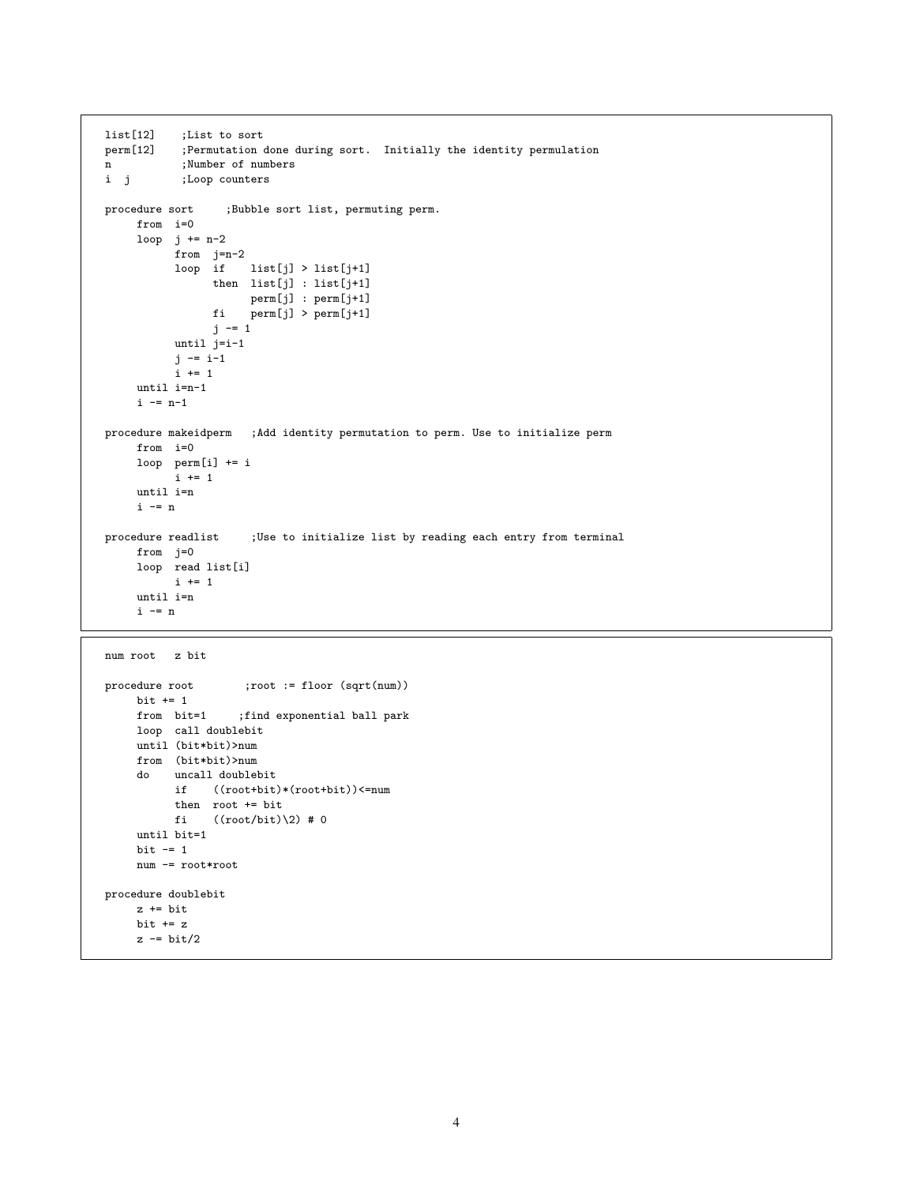```
list[12]    ;List to sort
perm[12]    ;Permutation done during sort.  Initially the identity permulation
n           ;Number of numbers
i  j        ;Loop counters

procedure sort     ;Bubble sort list, permuting perm.
     from  i=0
     loop  j += n-2
           from  j=n-2
           loop  if    list[j] > list[j+1]
                 then  list[j] : list[j+1]
                       perm[j] : perm[j+1]
                 fi    perm[j] > perm[j+1]
                 j -= 1
           until j=i-1
           j -= i-1
           i += 1
     until i=n-1
     i -= n-1

procedure makeidperm   ;Add identity permutation to perm. Use to initialize perm
     from  i=0
     loop  perm[i] += i
           i += 1
     until i=n
     i -= n

procedure readlist     ;Use to initialize list by reading each entry from terminal
     from  j=0
     loop  read list[i]
           i += 1
     until i=n
     i -= n
```

```
num root   z bit

procedure root        ;root := floor (sqrt(num))
     bit += 1
     from  bit=1     ;find exponential ball park
     loop  call doublebit
     until (bit*bit)>num
     from  (bit*bit)>num
     do    uncall doublebit
           if    ((root+bit)*(root+bit))<=num
           then  root += bit
           fi    ((root/bit)\2) # 0
     until bit=1
     bit -= 1
     num -= root*root

procedure doublebit
     z += bit
     bit += z
     z -= bit/2
```